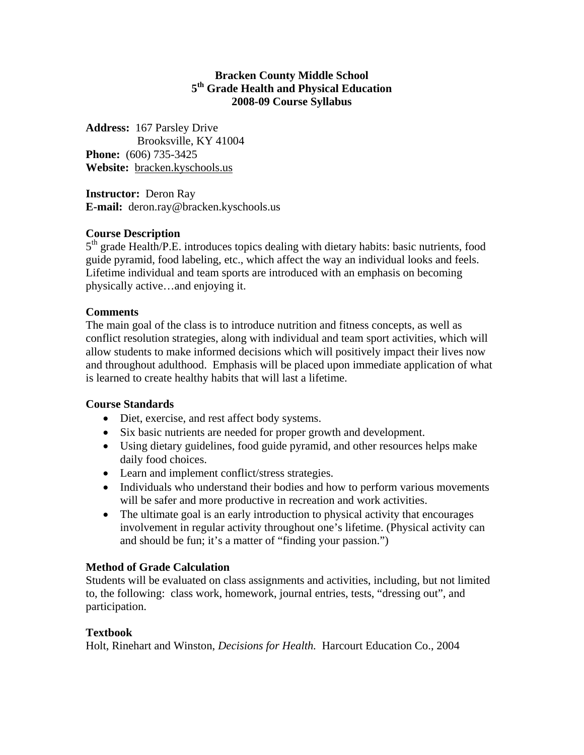**Bracken County Middle School**
**5th Grade Health and Physical Education**
**2008-09 Course Syllabus**

**Address:** 167 Parsley Drive
Brooksville, KY 41004
**Phone:** (606) 735-3425
**Website:** bracken.kyschools.us

**Instructor:** Deron Ray
**E-mail:** deron.ray@bracken.kyschools.us

**Course Description**

5th grade Health/P.E. introduces topics dealing with dietary habits: basic nutrients, food guide pyramid, food labeling, etc., which affect the way an individual looks and feels. Lifetime individual and team sports are introduced with an emphasis on becoming physically active…and enjoying it.

**Comments**

The main goal of the class is to introduce nutrition and fitness concepts, as well as conflict resolution strategies, along with individual and team sport activities, which will allow students to make informed decisions which will positively impact their lives now and throughout adulthood. Emphasis will be placed upon immediate application of what is learned to create healthy habits that will last a lifetime.

**Course Standards**

- Diet, exercise, and rest affect body systems.
- Six basic nutrients are needed for proper growth and development.
- Using dietary guidelines, food guide pyramid, and other resources helps make daily food choices.
- Learn and implement conflict/stress strategies.
- Individuals who understand their bodies and how to perform various movements will be safer and more productive in recreation and work activities.
- The ultimate goal is an early introduction to physical activity that encourages involvement in regular activity throughout one's lifetime. (Physical activity can and should be fun; it's a matter of "finding your passion.")

**Method of Grade Calculation**

Students will be evaluated on class assignments and activities, including, but not limited to, the following: class work, homework, journal entries, tests, "dressing out", and participation.

**Textbook**

Holt, Rinehart and Winston, *Decisions for Health.* Harcourt Education Co., 2004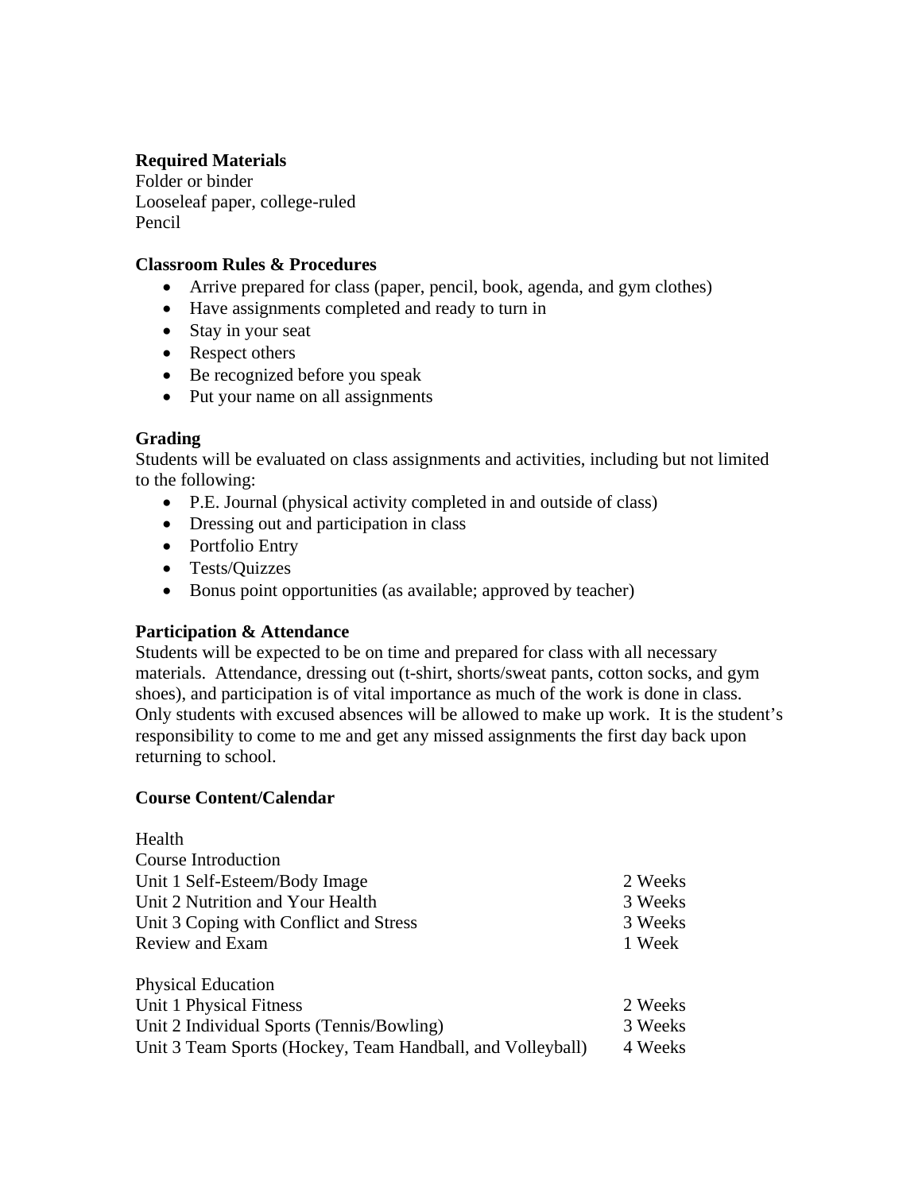**Required Materials**
Folder or binder
Looseleaf paper, college-ruled
Pencil

**Classroom Rules & Procedures**

- Arrive prepared for class (paper, pencil, book, agenda, and gym clothes)
- Have assignments completed and ready to turn in
- Stay in your seat
- Respect others
- Be recognized before you speak
- Put your name on all assignments

**Grading**
Students will be evaluated on class assignments and activities, including but not limited to the following:

- P.E. Journal (physical activity completed in and outside of class)
- Dressing out and participation in class
- Portfolio Entry
- Tests/Quizzes
- Bonus point opportunities (as available; approved by teacher)

**Participation & Attendance**
Students will be expected to be on time and prepared for class with all necessary materials. Attendance, dressing out (t-shirt, shorts/sweat pants, cotton socks, and gym shoes), and participation is of vital importance as much of the work is done in class. Only students with excused absences will be allowed to make up work. It is the student's responsibility to come to me and get any missed assignments the first day back upon returning to school.

**Course Content/Calendar**

| | |
|---|---|
| Health | |
| Course Introduction | |
| Unit 1 Self-Esteem/Body Image | 2 Weeks |
| Unit 2 Nutrition and Your Health | 3 Weeks |
| Unit 3 Coping with Conflict and Stress | 3 Weeks |
| Review and Exam | 1 Week |
| | |
| Physical Education | |
| Unit 1 Physical Fitness | 2 Weeks |
| Unit 2 Individual Sports (Tennis/Bowling) | 3 Weeks |
| Unit 3 Team Sports (Hockey, Team Handball, and Volleyball) | 4 Weeks |